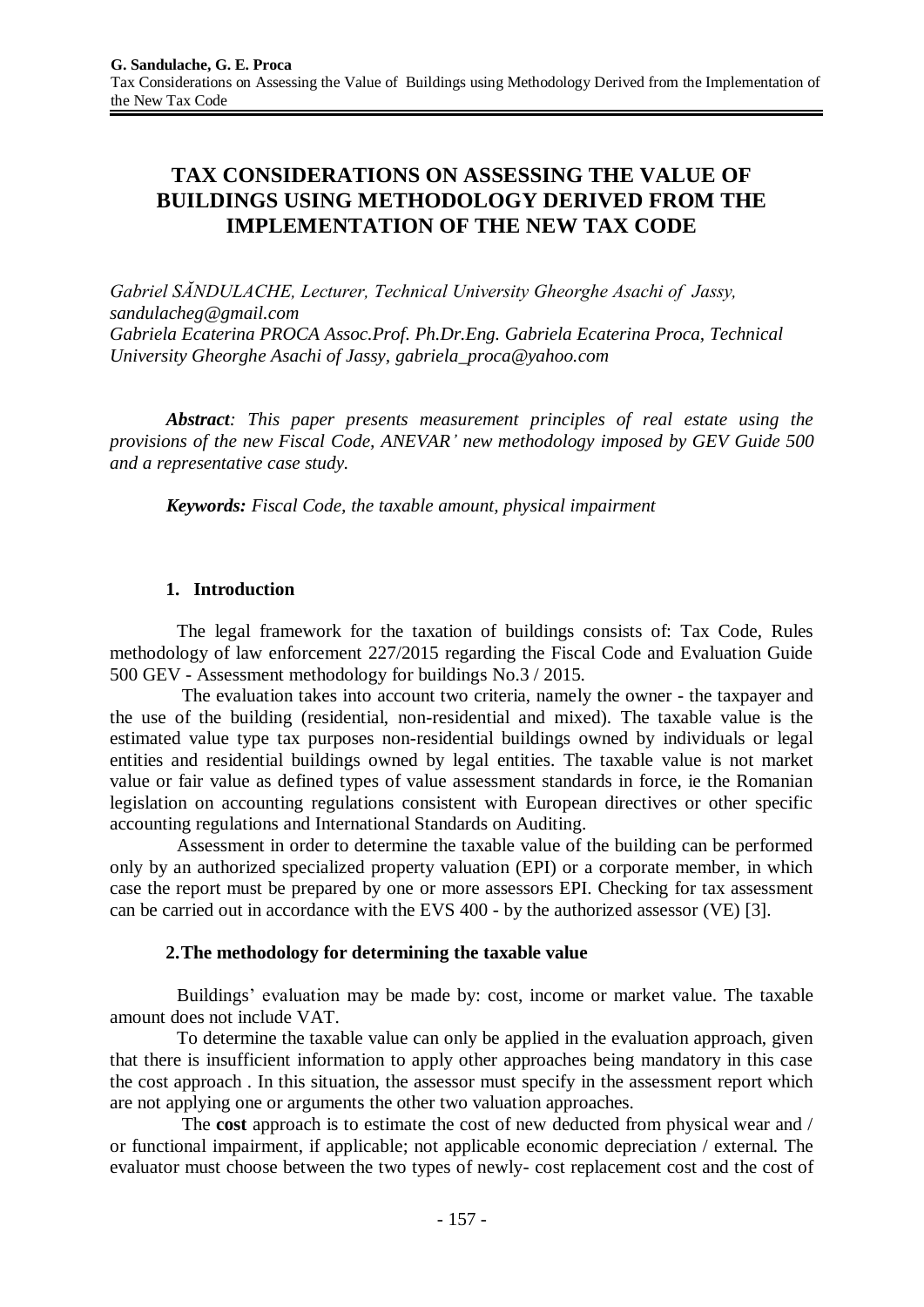# TAX CONSIDERATIONS ON ASSESSING THE VALUE OF BUILDINGS USING METHODOLOGY DERIVED FROM THE IMPLEMENTATION OF THE NEW TAX CODE

*Gabriel SĂNDULACHE, Lecturer, Technical University Gheorghe Asachi of Jassy, sandulacheg@gmail.com*
*Gabriela Ecaterina PROCA Assoc.Prof. Ph.Dr.Eng. Gabriela Ecaterina Proca, Technical University Gheorghe Asachi of Jassy, gabriela_proca@yahoo.com*

***Abstract**: This paper presents measurement principles of real estate using the provisions of the new Fiscal Code, ANEVAR' new methodology imposed by GEV Guide 500 and a representative case study.*

***Keywords:** Fiscal Code, the taxable amount, physical impairment*

## 1. Introduction

The legal framework for the taxation of buildings consists of: Tax Code, Rules methodology of law enforcement 227/2015 regarding the Fiscal Code and Evaluation Guide 500 GEV - Assessment methodology for buildings No.3 / 2015.

The evaluation takes into account two criteria, namely the owner - the taxpayer and the use of the building (residential, non-residential and mixed). The taxable value is the estimated value type tax purposes non-residential buildings owned by individuals or legal entities and residential buildings owned by legal entities. The taxable value is not market value or fair value as defined types of value assessment standards in force, ie the Romanian legislation on accounting regulations consistent with European directives or other specific accounting regulations and International Standards on Auditing.

Assessment in order to determine the taxable value of the building can be performed only by an authorized specialized property valuation (EPI) or a corporate member, in which case the report must be prepared by one or more assessors EPI. Checking for tax assessment can be carried out in accordance with the EVS 400 - by the authorized assessor (VE) [3].

## 2. The methodology for determining the taxable value

Buildings' evaluation may be made by: cost, income or market value. The taxable amount does not include VAT.

To determine the taxable value can only be applied in the evaluation approach, given that there is insufficient information to apply other approaches being mandatory in this case the cost approach . In this situation, the assessor must specify in the assessment report which are not applying one or arguments the other two valuation approaches.

The **cost** approach is to estimate the cost of new deducted from physical wear and / or functional impairment, if applicable; not applicable economic depreciation / external. The evaluator must choose between the two types of newly- cost replacement cost and the cost of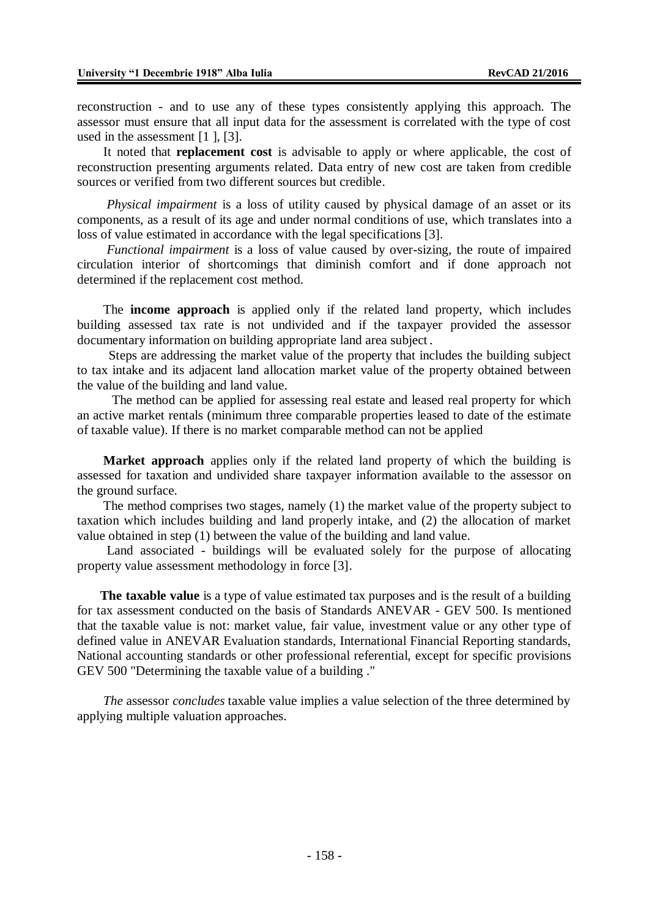reconstruction - and to use any of these types consistently applying this approach. The assessor must ensure that all input data for the assessment is correlated with the type of cost used in the assessment [1 ], [3].

It noted that **replacement cost** is advisable to apply or where applicable, the cost of reconstruction presenting arguments related. Data entry of new cost are taken from credible sources or verified from two different sources but credible.

*Physical impairment* is a loss of utility caused by physical damage of an asset or its components, as a result of its age and under normal conditions of use, which translates into a loss of value estimated in accordance with the legal specifications [3].

*Functional impairment* is a loss of value caused by over-sizing, the route of impaired circulation interior of shortcomings that diminish comfort and if done approach not determined if the replacement cost method.

The **income approach** is applied only if the related land property, which includes building assessed tax rate is not undivided and if the taxpayer provided the assessor documentary information on building appropriate land area subject.

Steps are addressing the market value of the property that includes the building subject to tax intake and its adjacent land allocation market value of the property obtained between the value of the building and land value.

The method can be applied for assessing real estate and leased real property for which an active market rentals (minimum three comparable properties leased to date of the estimate of taxable value). If there is no market comparable method can not be applied

**Market approach** applies only if the related land property of which the building is assessed for taxation and undivided share taxpayer information available to the assessor on the ground surface.

The method comprises two stages, namely (1) the market value of the property subject to taxation which includes building and land properly intake, and (2) the allocation of market value obtained in step (1) between the value of the building and land value.

Land associated - buildings will be evaluated solely for the purpose of allocating property value assessment methodology in force [3].

**The taxable value** is a type of value estimated tax purposes and is the result of a building for tax assessment conducted on the basis of Standards ANEVAR - GEV 500. Is mentioned that the taxable value is not: market value, fair value, investment value or any other type of defined value in ANEVAR Evaluation standards, International Financial Reporting standards, National accounting standards or other professional referential, except for specific provisions GEV 500 "Determining the taxable value of a building ."

*The* assessor *concludes* taxable value implies a value selection of the three determined by applying multiple valuation approaches.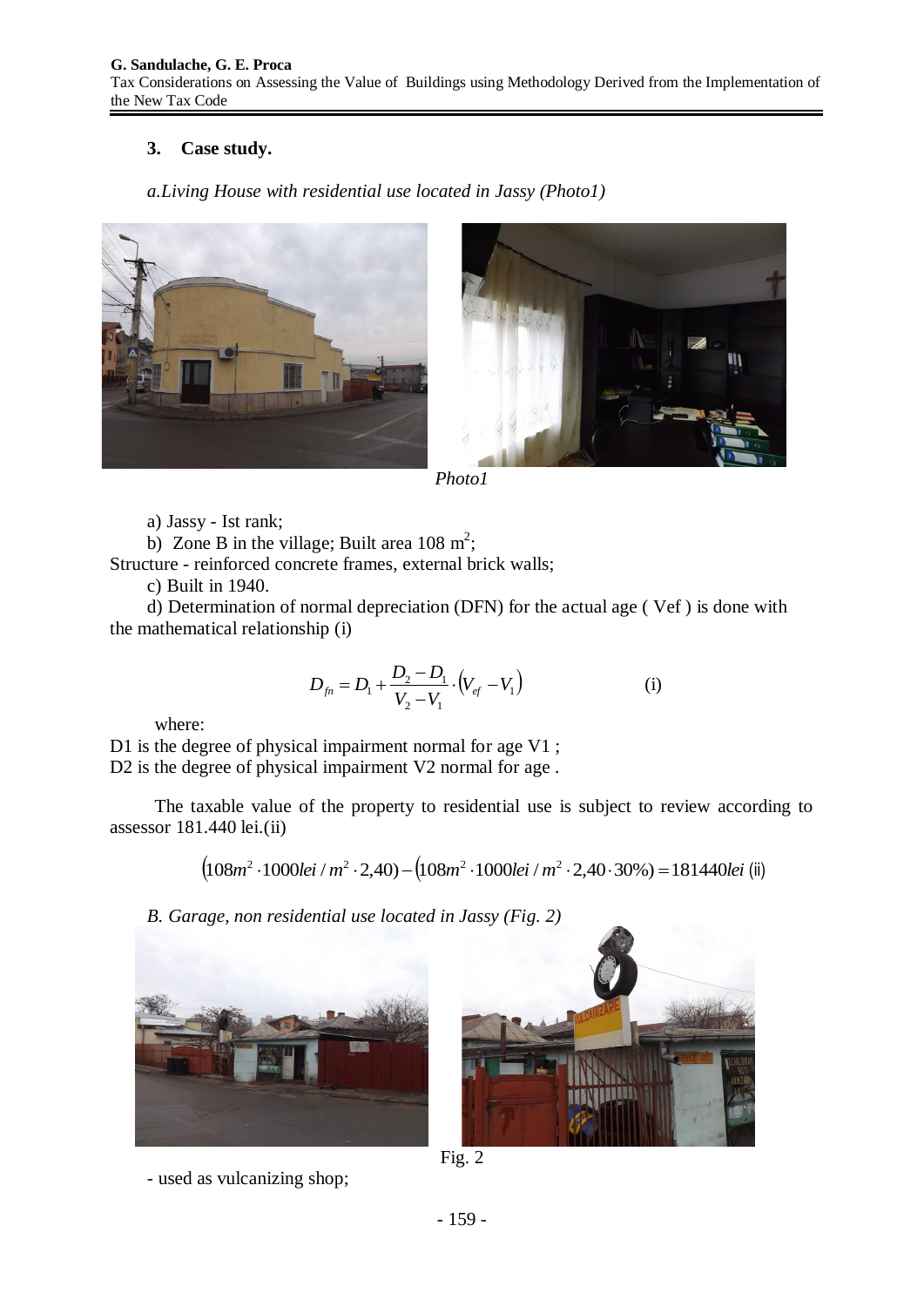### 3. Case study.

*a.Living House with residential use located in Jassy (Photo1)*

*Photo1*

a) Jassy - Ist rank;

b) Zone B in the village; Built area 108 m$^2$;

Structure - reinforced concrete frames, external brick walls;

c) Built in 1940.

d) Determination of normal depreciation (DFN) for the actual age ( Vef ) is done with the mathematical relationship (i)

$$D_{fn} = D_1 + \frac{D_2 - D_1}{V_2 - V_1} \cdot (V_{ef} - V_1) \qquad \text{(i)}$$

where:

D1 is the degree of physical impairment normal for age V1 ;
D2 is the degree of physical impairment V2 normal for age .

The taxable value of the property to residential use is subject to review according to assessor 181.440 lei.(ii)

$$(108m^2 \cdot 1000lei/m^2 \cdot 2{,}40) - (108m^2 \cdot 1000lei/m^2 \cdot 2{,}40 \cdot 30\%) = 181440lei \text{ (ii)}$$

*B. Garage, non residential use located in Jassy (Fig. 2)*

Fig. 2

- used as vulcanizing shop;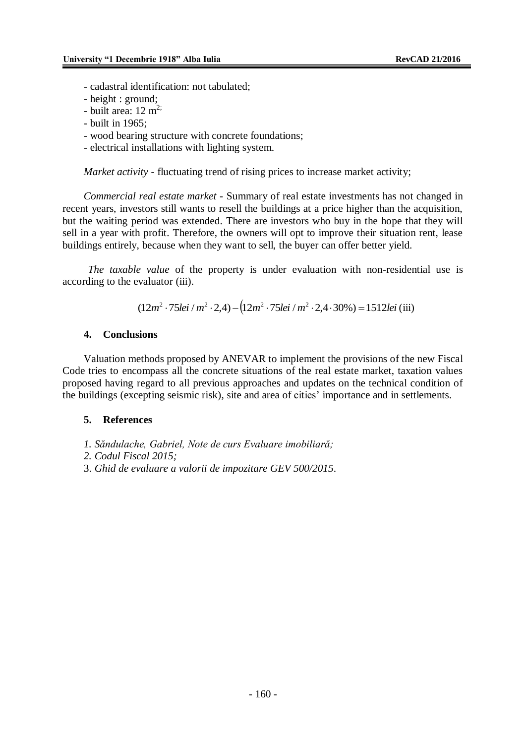- cadastral identification: not tabulated;
- height : ground;
- built area: 12 $m^{2;}$
- built in 1965;
- wood bearing structure with concrete foundations;
- electrical installations with lighting system.

*Market activity* - fluctuating trend of rising prices to increase market activity;

*Commercial real estate market* - Summary of real estate investments has not changed in recent years, investors still wants to resell the buildings at a price higher than the acquisition, but the waiting period was extended. There are investors who buy in the hope that they will sell in a year with profit. Therefore, the owners will opt to improve their situation rent, lease buildings entirely, because when they want to sell, the buyer can offer better yield.

*The taxable value* of the property is under evaluation with non-residential use is according to the evaluator (iii).

$$(12m^2 \cdot 75lei / m^2 \cdot 2{,}4) - (12m^2 \cdot 75lei / m^2 \cdot 2{,}4 \cdot 30\%) = 1512lei \text{ (iii)}$$

## 4. Conclusions

Valuation methods proposed by ANEVAR to implement the provisions of the new Fiscal Code tries to encompass all the concrete situations of the real estate market, taxation values proposed having regard to all previous approaches and updates on the technical condition of the buildings (excepting seismic risk), site and area of cities' importance and in settlements.

## 5. References

1. *Săndulache, Gabriel, Note de curs Evaluare imobiliară;*
2. *Codul Fiscal 2015;*
3. *Ghid de evaluare a valorii de impozitare GEV 500/2015.*